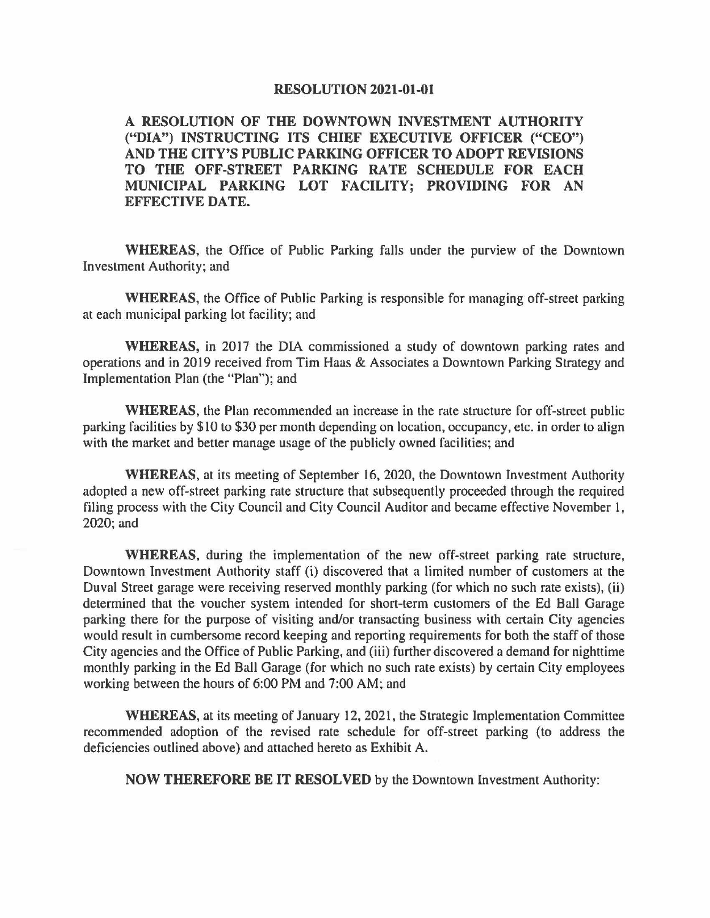# RESOLUTION 2021-01-01

**A RESOLUTION OF THE DOWNTOWN INVESTMENT AUTHORITY ("DIA") INSTRUCTING ITS CHIEF EXECUTIVE OFFICER ("CEO") AND THE CITY'S PUBLIC PARKING OFFICER TO ADOPT REVISIONS TO THE OFF-STREET PARKING RATE SCHEDULE FOR EACH MUNICIPAL PARKING LOT FACILITY; PROVIDING FOR AN EFFECTIVE DATE.**

**WHEREAS**, the Office of Public Parking falls under the purview of the Downtown Investment Authority; and

**WHEREAS**, the Office of Public Parking is responsible for managing off-street parking at each municipal parking lot facility; and

**WHEREAS**, in 2017 the DIA commissioned a study of downtown parking rates and operations and in 2019 received from Tim Haas & Associates a Downtown Parking Strategy and Implementation Plan (the "Plan"); and

**WHEREAS**, the Plan recommended an increase in the rate structure for off-street public parking facilities by $10 to $30 per month depending on location, occupancy, etc. in order to align with the market and better manage usage of the publicly owned facilities; and

**WHEREAS**, at its meeting of September 16, 2020, the Downtown Investment Authority adopted a new off-street parking rate structure that subsequently proceeded through the required filing process with the City Council and City Council Auditor and became effective November 1, 2020; and

**WHEREAS**, during the implementation of the new off-street parking rate structure, Downtown Investment Authority staff (i) discovered that a limited number of customers at the Duval Street garage were receiving reserved monthly parking (for which no such rate exists), (ii) determined that the voucher system intended for short-term customers of the Ed Ball Garage parking there for the purpose of visiting and/or transacting business with certain City agencies would result in cumbersome record keeping and reporting requirements for both the staff of those City agencies and the Office of Public Parking, and (iii) further discovered a demand for nighttime monthly parking in the Ed Ball Garage (for which no such rate exists) by certain City employees working between the hours of 6:00 PM and 7:00 AM; and

**WHEREAS**, at its meeting of January 12, 2021, the Strategic Implementation Committee recommended adoption of the revised rate schedule for off-street parking (to address the deficiencies outlined above) and attached hereto as Exhibit A.

**NOW THEREFORE BE IT RESOLVED** by the Downtown Investment Authority: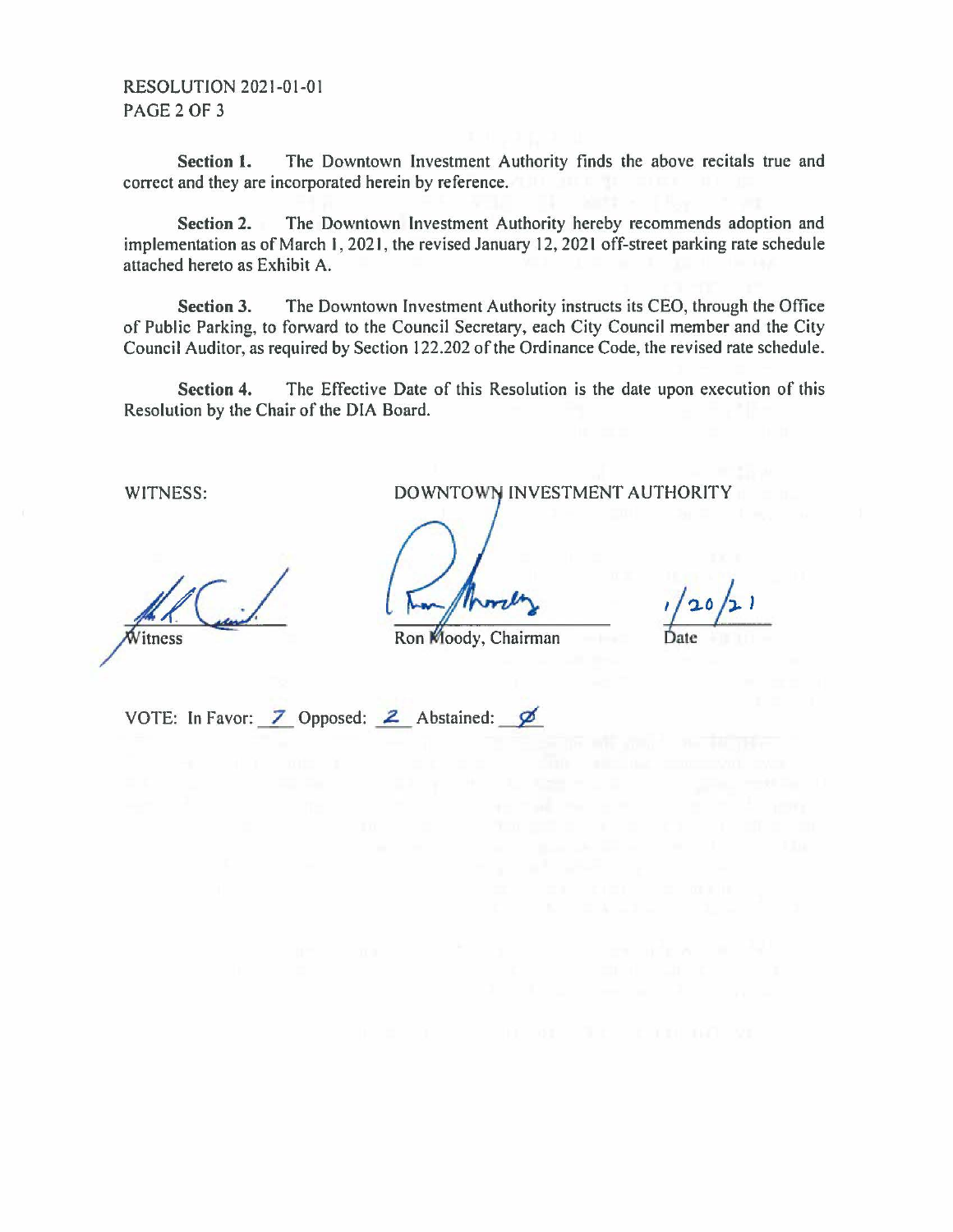RESOLUTION 2021-01-01

**Section 1.** The Downtown Investment Authority finds the above recitals true and correct and they are incorporated herein by reference.

**Section 2.** The Downtown Investment Authority hereby recommends adoption and implementation as of March 1, 2021, the revised January 12, 2021 off-street parking rate schedule attached hereto as Exhibit A.

**Section 3.** The Downtown Investment Authority instructs its CEO, through the Office of Public Parking, to forward to the Council Secretary, each City Council member and the City Council Auditor, as required by Section 122.202 of the Ordinance Code, the revised rate schedule.

**Section 4.** The Effective Date of this Resolution is the date upon execution of this Resolution by the Chair of the DIA Board.

WITNESS: DOWNTOWN INVESTMENT AUTHORITY

Witness

Ron Moody, Chairman

1/20/21
Date

VOTE: In Favor: 7 Opposed: 2 Abstained: Ø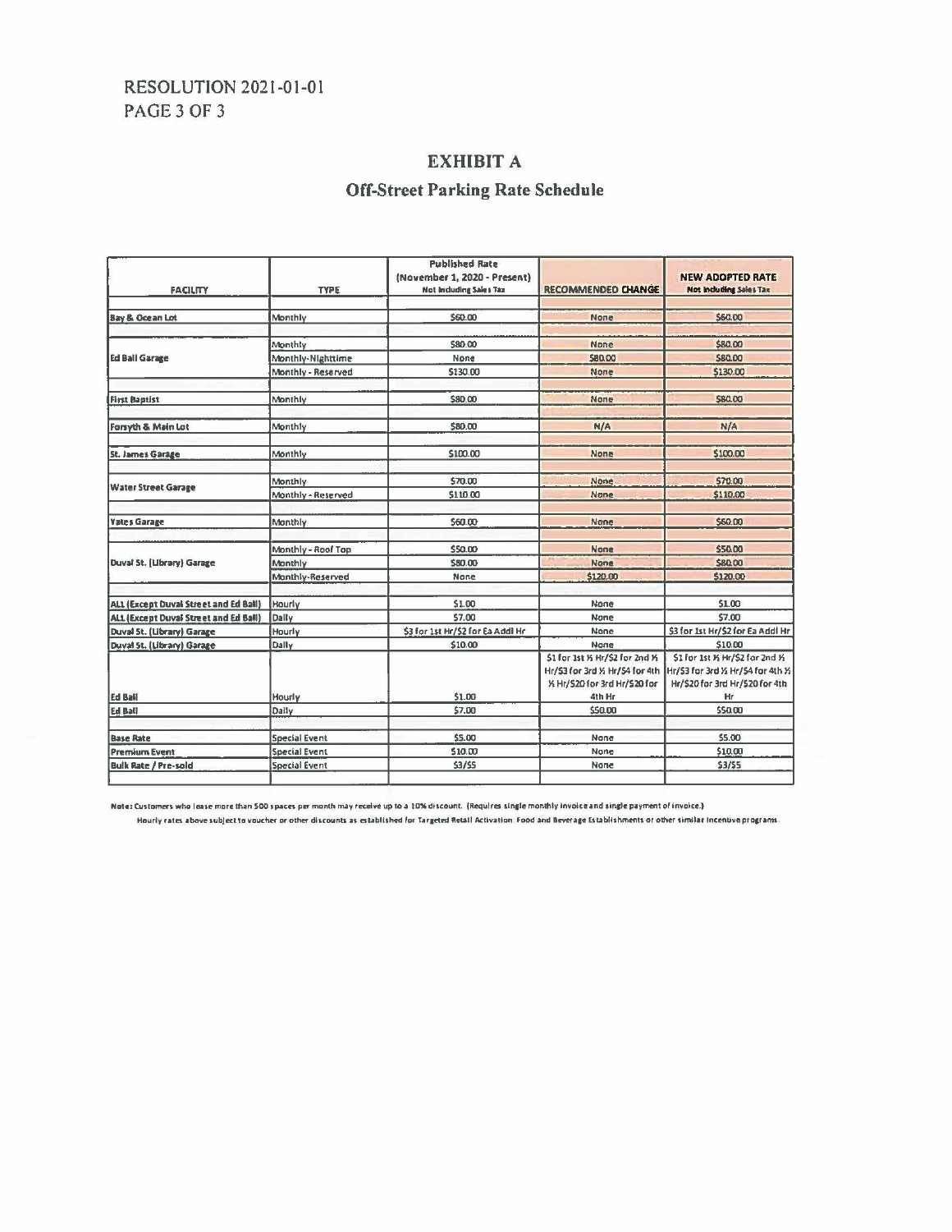RESOLUTION 2021-01-01
PAGE 3 OF 3

## EXHIBIT A

## Off-Street Parking Rate Schedule

| FACILITY | TYPE | Published Rate (November 1, 2020 - Present) Not Including Sales Tax | RECOMMENDED CHANGE | NEW ADOPTED RATE Not Including Sales Tax |
|---|---|---|---|---|
| Bay & Ocean Lot | Monthly | $60.00 | None | $60.00 |
| Ed Ball Garage | Monthly | $80.00 | None | $80.00 |
| | Monthly-Nighttime | None | $80.00 | $80.00 |
| | Monthly - Reserved | $130.00 | None | $130.00 |
| First Baptist | Monthly | $80.00 | None | $80.00 |
| Forsyth & Main Lot | Monthly | $80.00 | N/A | N/A |
| St. James Garage | Monthly | $100.00 | None | $100.00 |
| Water Street Garage | Monthly | $70.00 | None | $70.00 |
| | Monthly - Reserved | $110.00 | None | $110.00 |
| Yates Garage | Monthly | $60.00 | None | $60.00 |
| Duval St. (Library) Garage | Monthly - Roof Top | $50.00 | None | $50.00 |
| | Monthly | $80.00 | None | $80.00 |
| | Monthly-Reserved | None | $120.00 | $120.00 |
| ALL (Except Duval Street and Ed Ball) | Hourly | $1.00 | None | $1.00 |
| ALL (Except Duval Street and Ed Ball) | Daily | $7.00 | None | $7.00 |
| Duval St. (Library) Garage | Hourly | $3 for 1st Hr/$2 for Ea Addl Hr | None | $3 for 1st Hr/$2 for Ea Addl Hr |
| Duval St. (Library) Garage | Daily | $10.00 | None | $10.00 |
| Ed Ball | Hourly | $1.00 | $1 for 1st ½ Hr/$2 for 2nd ½ Hr/$3 for 3rd ½ Hr/$4 for 4th ½ Hr/$20 for 3rd Hr/$20 for 4th Hr | $1 for 1st ½ Hr/$2 for 2nd ½ Hr/$3 for 3rd ½ Hr/$4 for 4th ½ Hr/$20 for 3rd Hr/$20 for 4th Hr |
| Ed Ball | Daily | $7.00 | $50.00 | $50.00 |
| Base Rate | Special Event | $5.00 | None | $5.00 |
| Premium Event | Special Event | $10.00 | None | $10.00 |
| Bulk Rate / Pre-sold | Special Event | $3/$5 | None | $3/$5 |

Note: Customers who lease more than 500 spaces per month may receive up to a 10% discount. (Requires single monthly invoice and single payment of invoice.)

Hourly rates above subject to voucher or other discounts as established for Targeted Retail Activation Food and Beverage Establishments or other similar incentive programs.